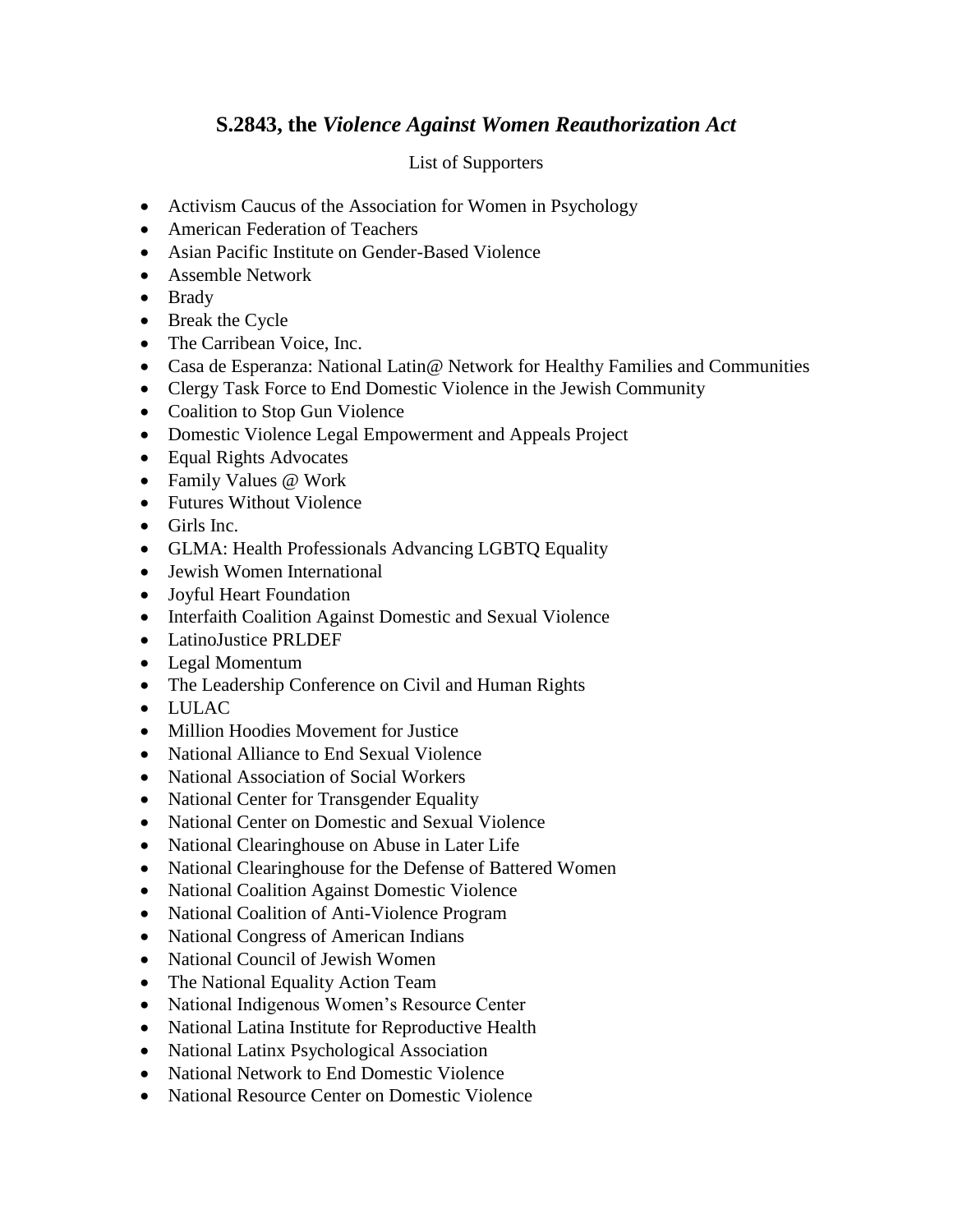## S.2843, the *Violence Against Women Reauthorization Act*

List of Supporters

- Activism Caucus of the Association for Women in Psychology
- American Federation of Teachers
- Asian Pacific Institute on Gender-Based Violence
- Assemble Network
- Brady
- Break the Cycle
- The Carribean Voice, Inc.
- Casa de Esperanza: National Latin@ Network for Healthy Families and Communities
- Clergy Task Force to End Domestic Violence in the Jewish Community
- Coalition to Stop Gun Violence
- Domestic Violence Legal Empowerment and Appeals Project
- Equal Rights Advocates
- Family Values @ Work
- Futures Without Violence
- Girls Inc.
- GLMA: Health Professionals Advancing LGBTQ Equality
- Jewish Women International
- Joyful Heart Foundation
- Interfaith Coalition Against Domestic and Sexual Violence
- LatinoJustice PRLDEF
- Legal Momentum
- The Leadership Conference on Civil and Human Rights
- LULAC
- Million Hoodies Movement for Justice
- National Alliance to End Sexual Violence
- National Association of Social Workers
- National Center for Transgender Equality
- National Center on Domestic and Sexual Violence
- National Clearinghouse on Abuse in Later Life
- National Clearinghouse for the Defense of Battered Women
- National Coalition Against Domestic Violence
- National Coalition of Anti-Violence Program
- National Congress of American Indians
- National Council of Jewish Women
- The National Equality Action Team
- National Indigenous Women's Resource Center
- National Latina Institute for Reproductive Health
- National Latinx Psychological Association
- National Network to End Domestic Violence
- National Resource Center on Domestic Violence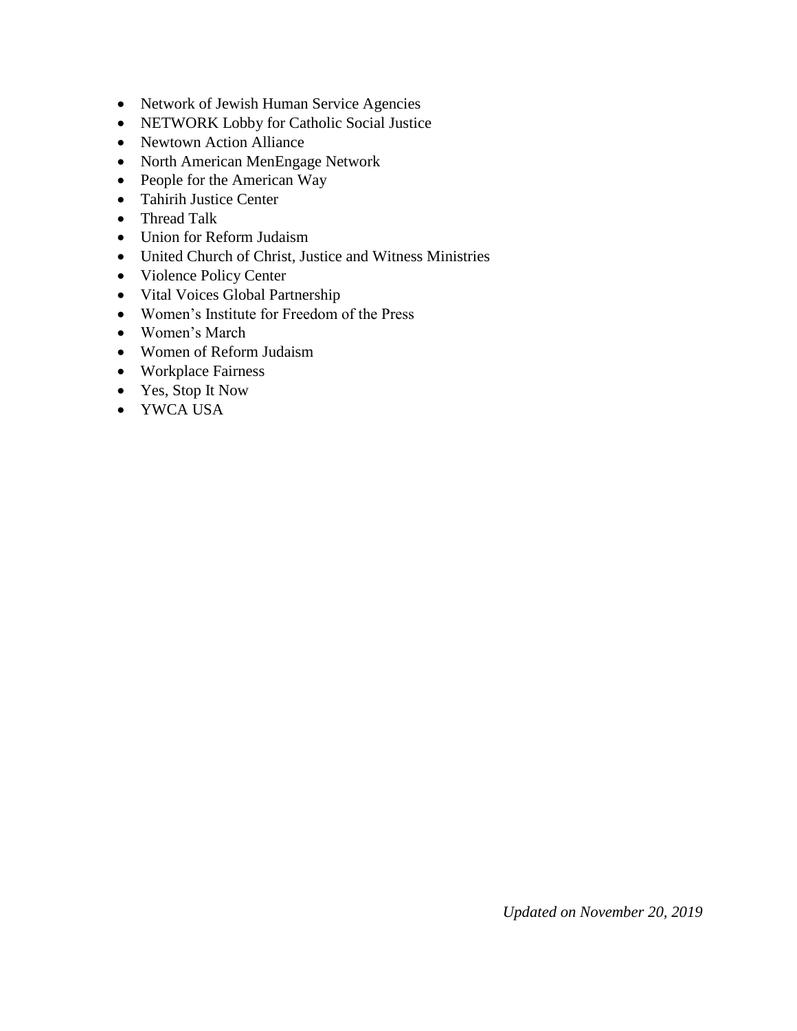- Network of Jewish Human Service Agencies
- NETWORK Lobby for Catholic Social Justice
- Newtown Action Alliance
- North American MenEngage Network
- People for the American Way
- Tahirih Justice Center
- Thread Talk
- Union for Reform Judaism
- United Church of Christ, Justice and Witness Ministries
- Violence Policy Center
- Vital Voices Global Partnership
- Women's Institute for Freedom of the Press
- Women's March
- Women of Reform Judaism
- Workplace Fairness
- Yes, Stop It Now
- YWCA USA

*Updated on November 20, 2019*